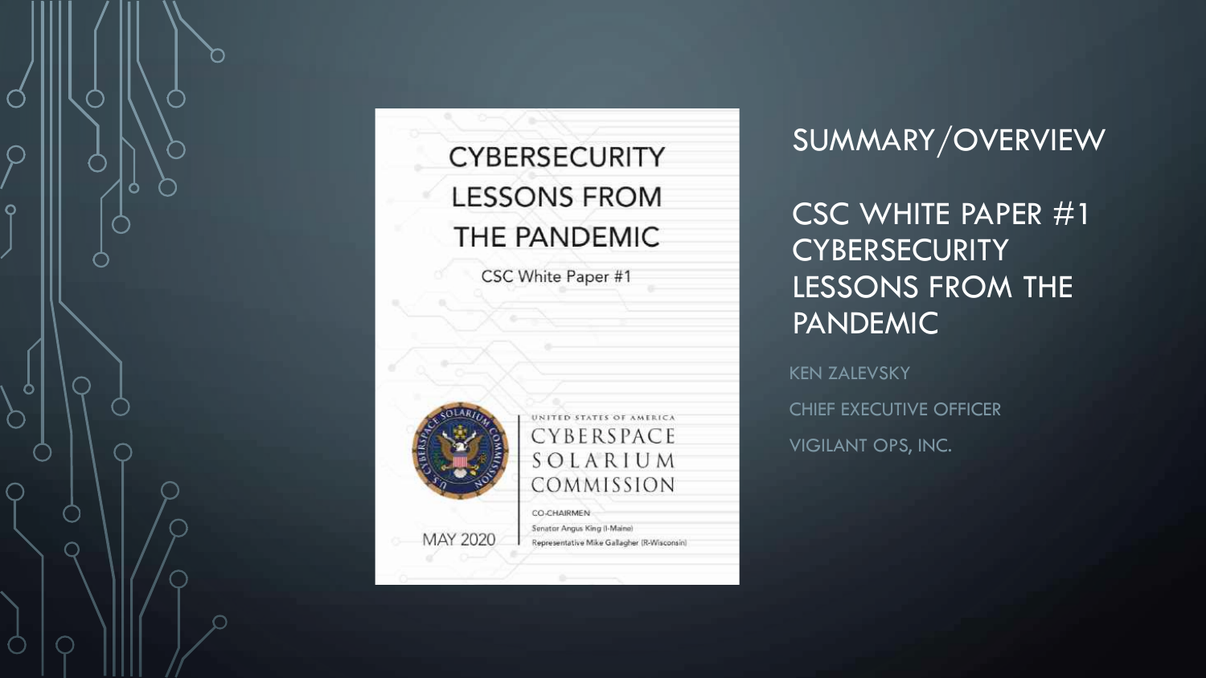# SUMMARY/OVERVIEW

## CSC WHITE PAPER #1 CYBERSECURITY LESSONS FROM THE PANDEMIC

KEN ZALEVSKY

CHIEF EXECUTIVE OFFICER

VIGILANT OPS, INC.

CYBERSECURITY LESSONS FROM THE PANDEMIC

CSC White Paper #1

UNITED STATES OF AMERICA
CYBERSPACE SOLARIUM COMMISSION

CO-CHAIRMEN
Senator Angus King (I-Maine)
Representative Mike Gallagher (R-Wisconsin)

MAY 2020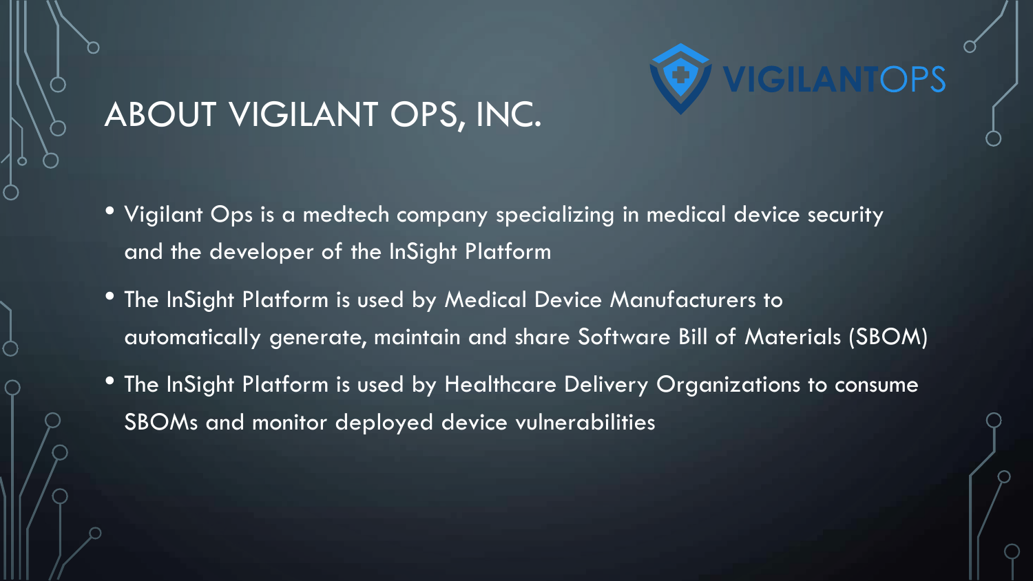# ABOUT VIGILANT OPS, INC.

VIGILANTOPS

- Vigilant Ops is a medtech company specializing in medical device security and the developer of the InSight Platform
- The InSight Platform is used by Medical Device Manufacturers to automatically generate, maintain and share Software Bill of Materials (SBOM)
- The InSight Platform is used by Healthcare Delivery Organizations to consume SBOMs and monitor deployed device vulnerabilities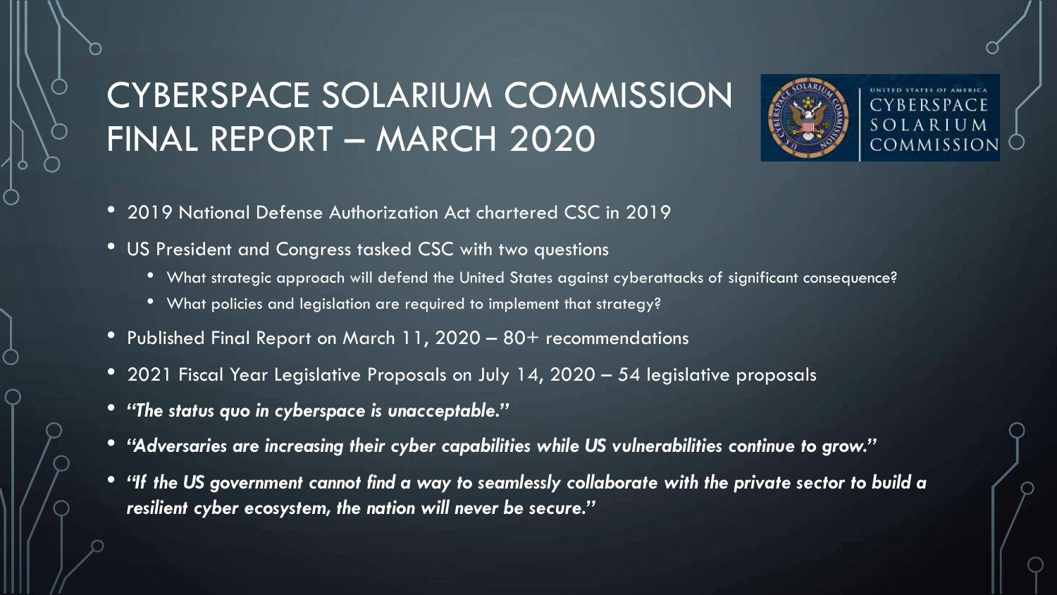# CYBERSPACE SOLARIUM COMMISSION FINAL REPORT – MARCH 2020

- 2019 National Defense Authorization Act chartered CSC in 2019
- US President and Congress tasked CSC with two questions
  - What strategic approach will defend the United States against cyberattacks of significant consequence?
  - What policies and legislation are required to implement that strategy?
- Published Final Report on March 11, 2020 – 80+ recommendations
- 2021 Fiscal Year Legislative Proposals on July 14, 2020 – 54 legislative proposals
- ***"The status quo in cyberspace is unacceptable."***
- ***"Adversaries are increasing their cyber capabilities while US vulnerabilities continue to grow."***
- ***"If the US government cannot find a way to seamlessly collaborate with the private sector to build a resilient cyber ecosystem, the nation will never be secure."***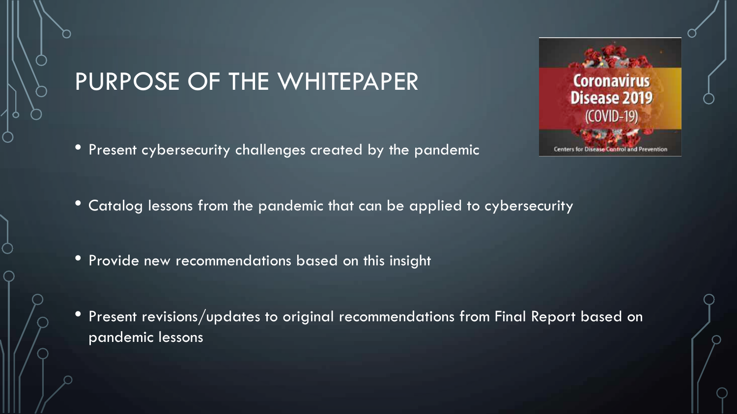# PURPOSE OF THE WHITEPAPER

- Present cybersecurity challenges created by the pandemic
- Catalog lessons from the pandemic that can be applied to cybersecurity
- Provide new recommendations based on this insight
- Present revisions/updates to original recommendations from Final Report based on pandemic lessons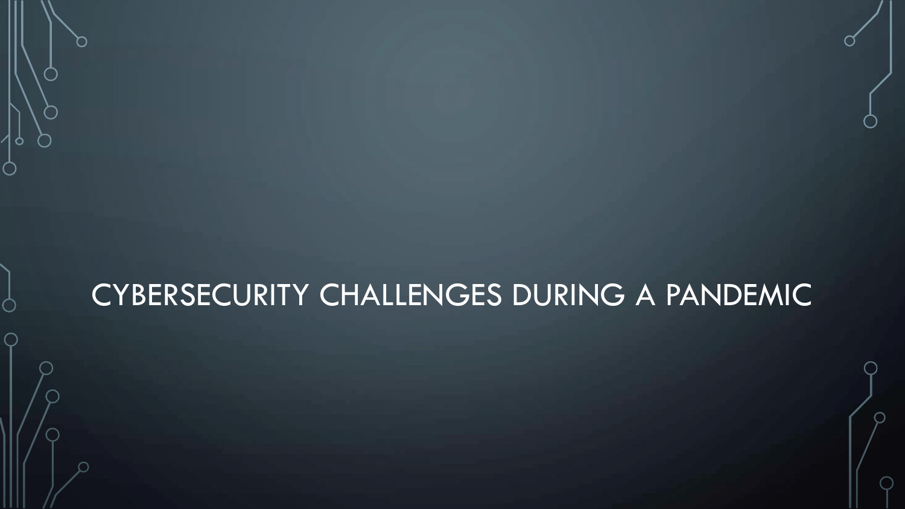# CYBERSECURITY CHALLENGES DURING A PANDEMIC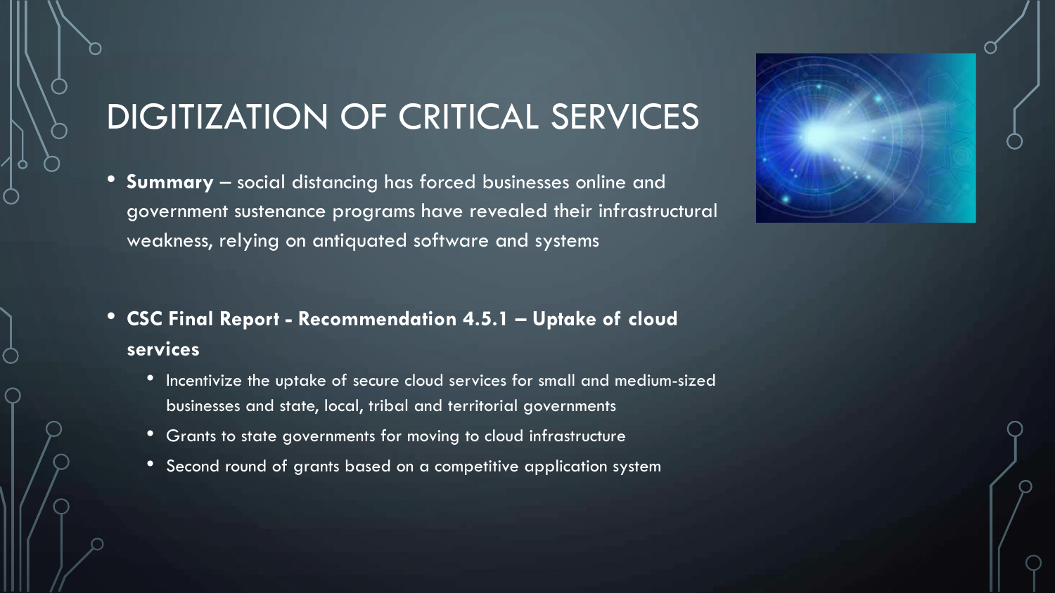# DIGITIZATION OF CRITICAL SERVICES

- **Summary** – social distancing has forced businesses online and government sustenance programs have revealed their infrastructural weakness, relying on antiquated software and systems

- **CSC Final Report - Recommendation 4.5.1 – Uptake of cloud services**
  - Incentivize the uptake of secure cloud services for small and medium-sized businesses and state, local, tribal and territorial governments
  - Grants to state governments for moving to cloud infrastructure
  - Second round of grants based on a competitive application system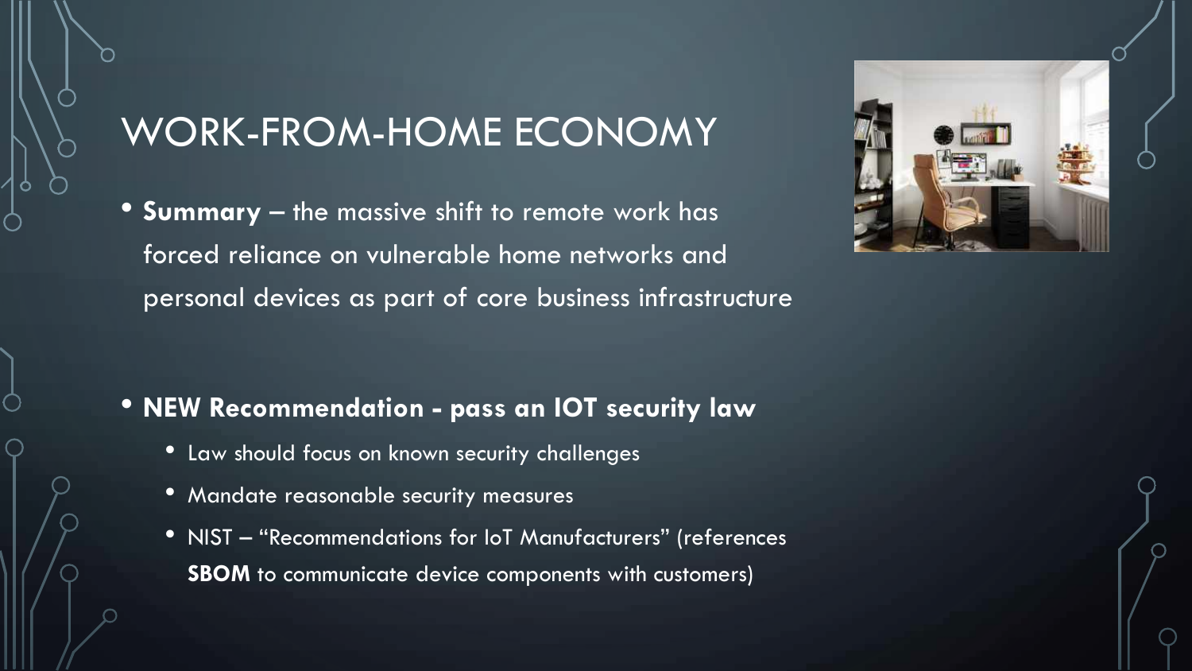# WORK-FROM-HOME ECONOMY

- **Summary** – the massive shift to remote work has forced reliance on vulnerable home networks and personal devices as part of core business infrastructure

- **NEW Recommendation - pass an IOT security law**
  - Law should focus on known security challenges
  - Mandate reasonable security measures
  - NIST – "Recommendations for IoT Manufacturers" (references **SBOM** to communicate device components with customers)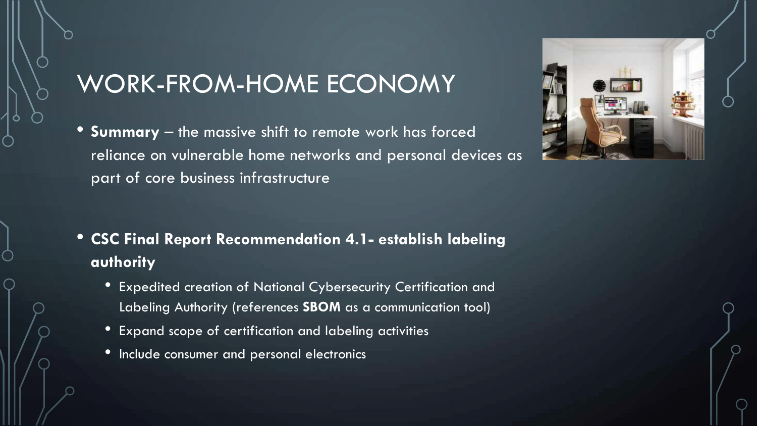# WORK-FROM-HOME ECONOMY

- **Summary** – the massive shift to remote work has forced reliance on vulnerable home networks and personal devices as part of core business infrastructure

- **CSC Final Report Recommendation 4.1- establish labeling authority**
  - Expedited creation of National Cybersecurity Certification and Labeling Authority (references **SBOM** as a communication tool)
  - Expand scope of certification and labeling activities
  - Include consumer and personal electronics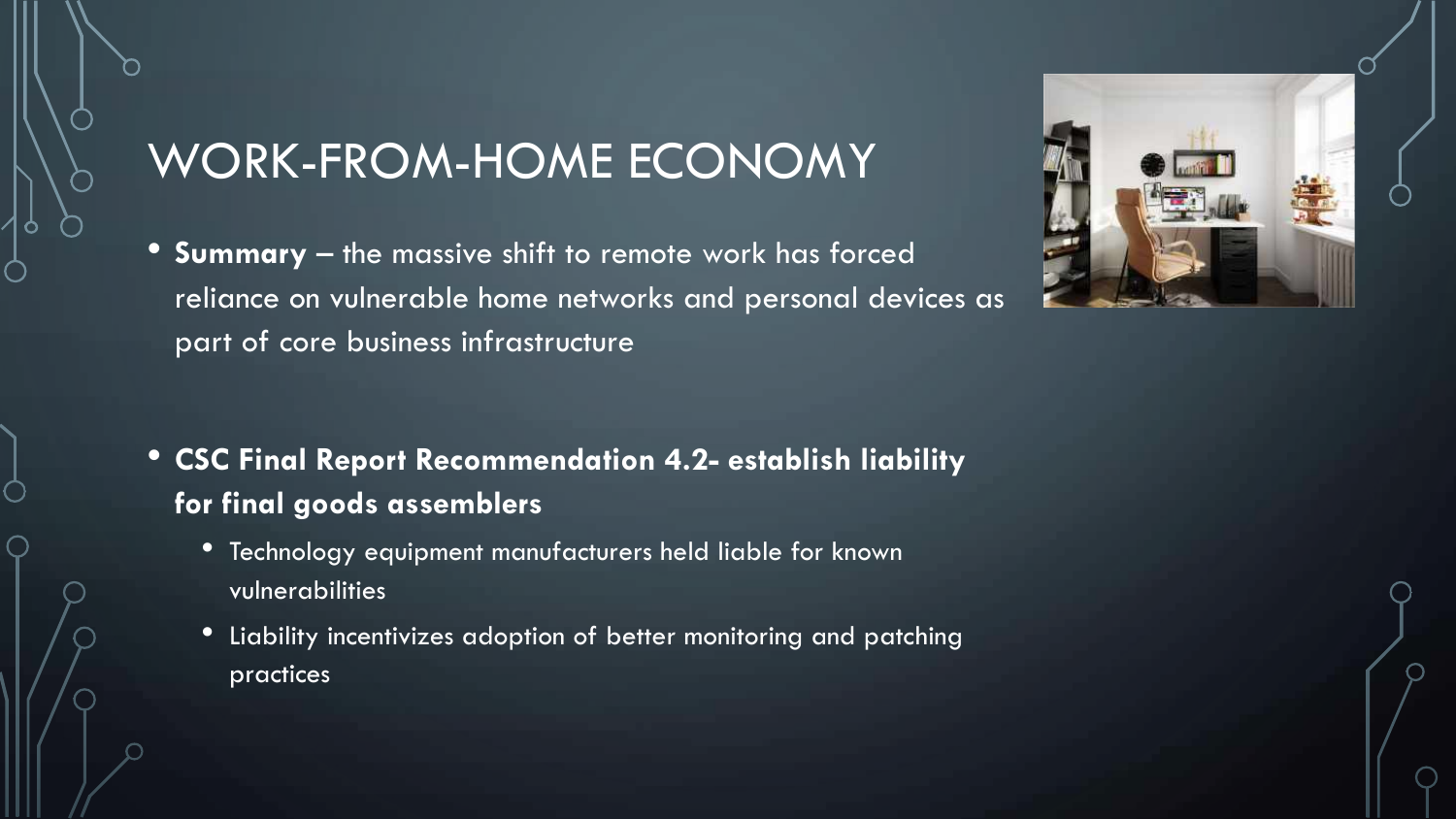# WORK-FROM-HOME ECONOMY

- **Summary** – the massive shift to remote work has forced reliance on vulnerable home networks and personal devices as part of core business infrastructure

- **CSC Final Report Recommendation 4.2- establish liability for final goods assemblers**
  - Technology equipment manufacturers held liable for known vulnerabilities
  - Liability incentivizes adoption of better monitoring and patching practices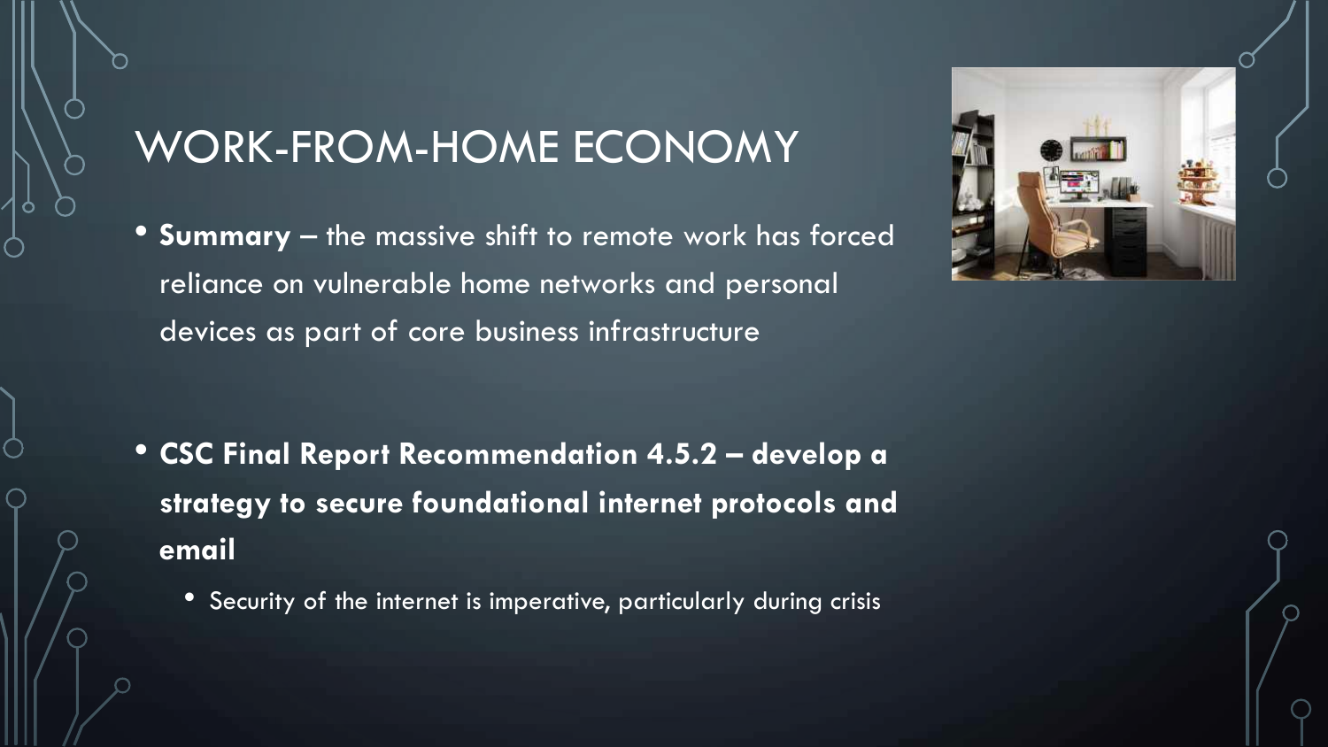# WORK-FROM-HOME ECONOMY

- **Summary** – the massive shift to remote work has forced reliance on vulnerable home networks and personal devices as part of core business infrastructure

- **CSC Final Report Recommendation 4.5.2 – develop a strategy to secure foundational internet protocols and email**
  - Security of the internet is imperative, particularly during crisis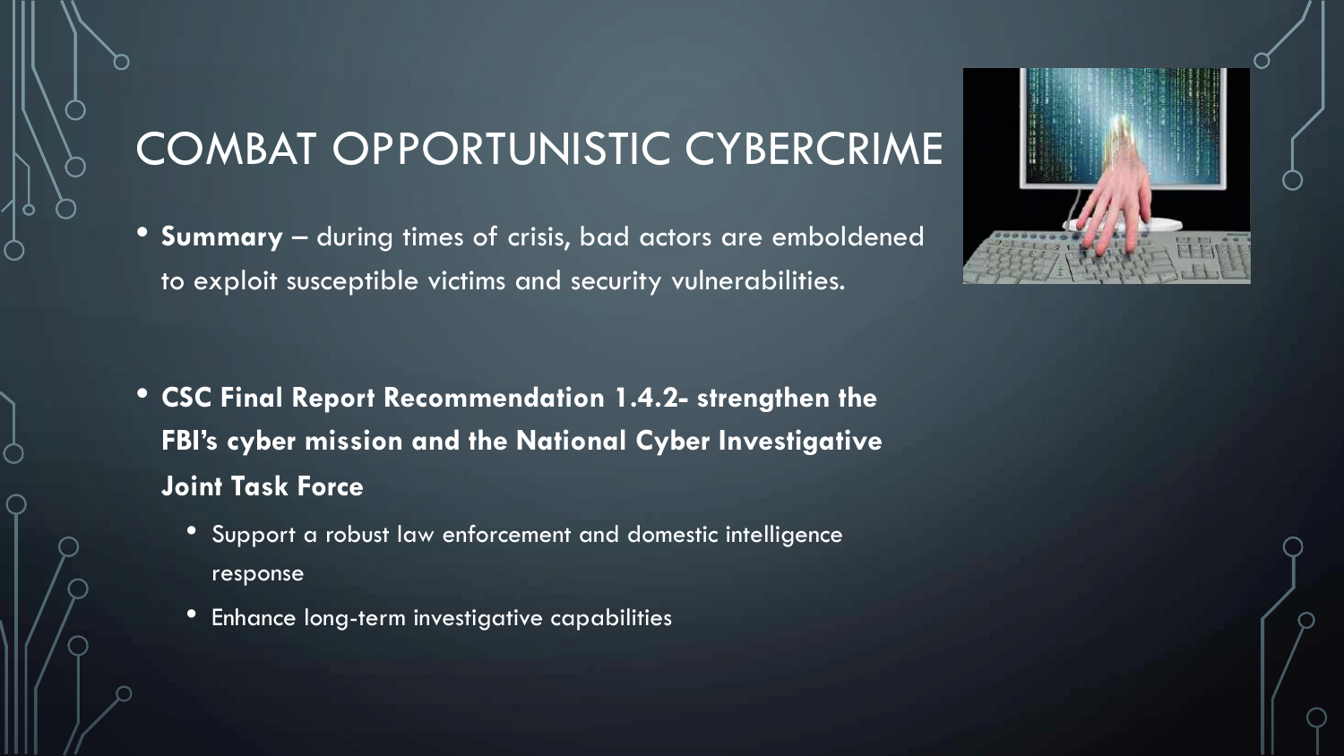# COMBAT OPPORTUNISTIC CYBERCRIME

- **Summary** – during times of crisis, bad actors are emboldened to exploit susceptible victims and security vulnerabilities.

- **CSC Final Report Recommendation 1.4.2- strengthen the FBI's cyber mission and the National Cyber Investigative Joint Task Force**
  - Support a robust law enforcement and domestic intelligence response
  - Enhance long-term investigative capabilities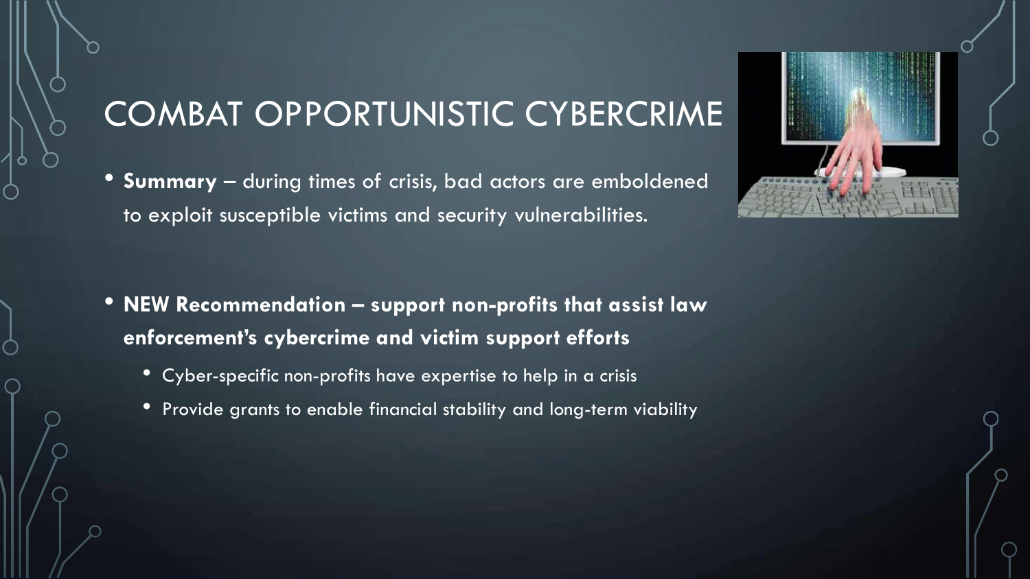# COMBAT OPPORTUNISTIC CYBERCRIME

- **Summary** – during times of crisis, bad actors are emboldened to exploit susceptible victims and security vulnerabilities.

- **NEW Recommendation – support non-profits that assist law enforcement's cybercrime and victim support efforts**
  - Cyber-specific non-profits have expertise to help in a crisis
  - Provide grants to enable financial stability and long-term viability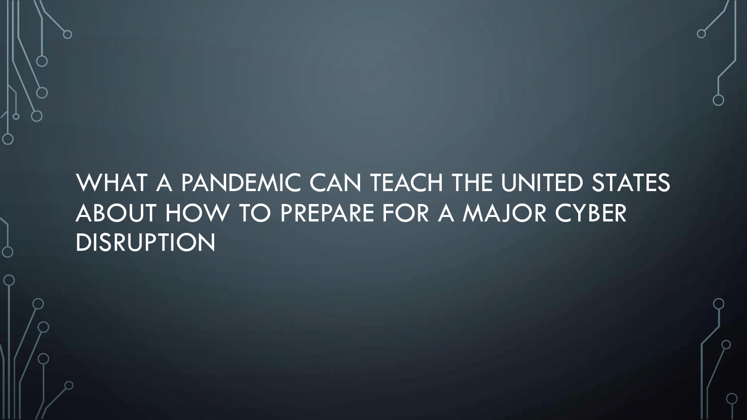# WHAT A PANDEMIC CAN TEACH THE UNITED STATES ABOUT HOW TO PREPARE FOR A MAJOR CYBER DISRUPTION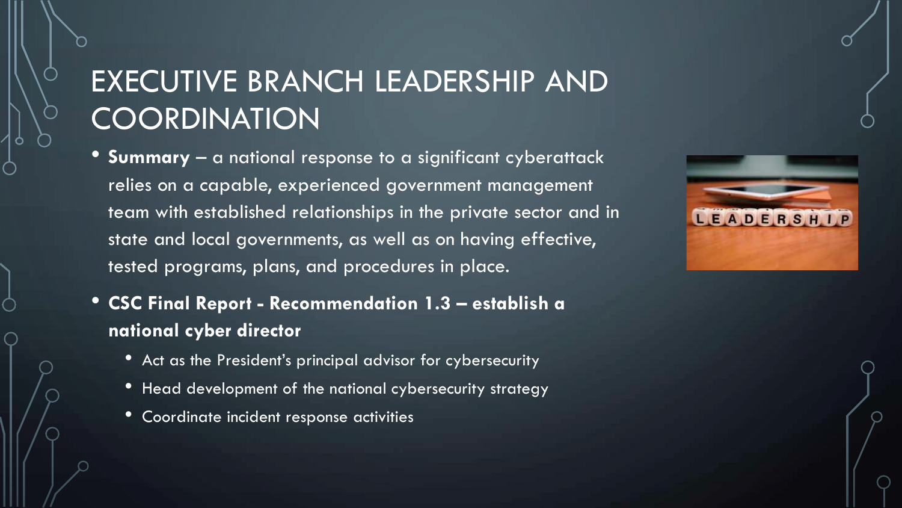# EXECUTIVE BRANCH LEADERSHIP AND COORDINATION

- **Summary** – a national response to a significant cyberattack relies on a capable, experienced government management team with established relationships in the private sector and in state and local governments, as well as on having effective, tested programs, plans, and procedures in place.
- **CSC Final Report - Recommendation 1.3 – establish a national cyber director**
  - Act as the President's principal advisor for cybersecurity
  - Head development of the national cybersecurity strategy
  - Coordinate incident response activities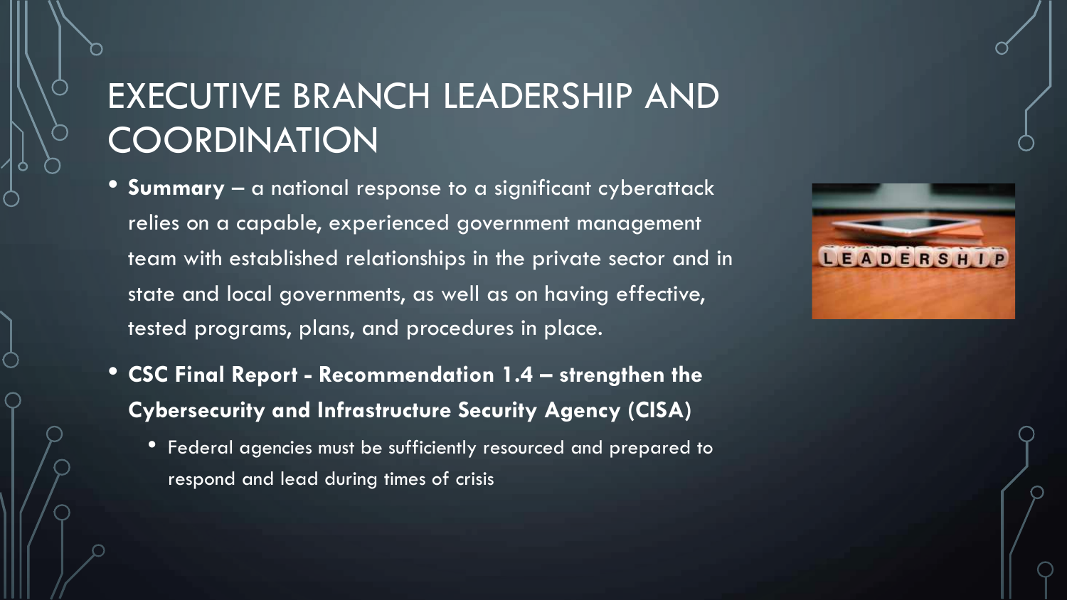# EXECUTIVE BRANCH LEADERSHIP AND COORDINATION

- **Summary** – a national response to a significant cyberattack relies on a capable, experienced government management team with established relationships in the private sector and in state and local governments, as well as on having effective, tested programs, plans, and procedures in place.
- **CSC Final Report - Recommendation 1.4 – strengthen the Cybersecurity and Infrastructure Security Agency (CISA)**
  - Federal agencies must be sufficiently resourced and prepared to respond and lead during times of crisis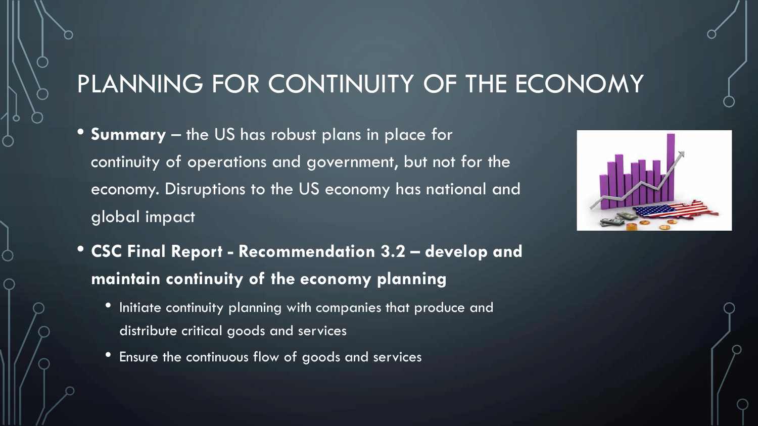# PLANNING FOR CONTINUITY OF THE ECONOMY

- **Summary** – the US has robust plans in place for continuity of operations and government, but not for the economy. Disruptions to the US economy has national and global impact
- **CSC Final Report - Recommendation 3.2 – develop and maintain continuity of the economy planning**
  - Initiate continuity planning with companies that produce and distribute critical goods and services
  - Ensure the continuous flow of goods and services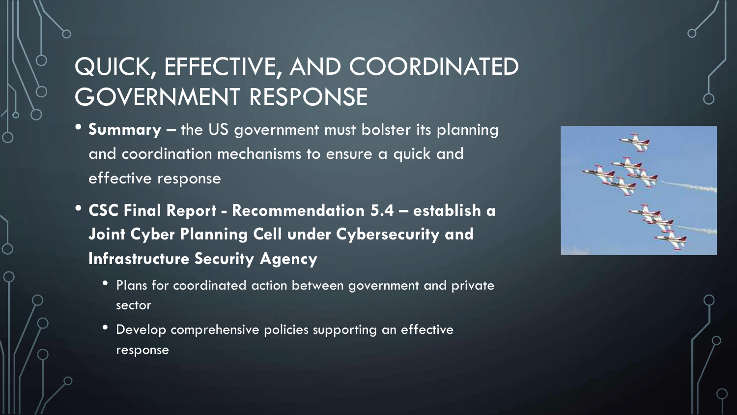# QUICK, EFFECTIVE, AND COORDINATED GOVERNMENT RESPONSE

- **Summary** – the US government must bolster its planning and coordination mechanisms to ensure a quick and effective response
- **CSC Final Report - Recommendation 5.4 – establish a Joint Cyber Planning Cell under Cybersecurity and Infrastructure Security Agency**
  - Plans for coordinated action between government and private sector
  - Develop comprehensive policies supporting an effective response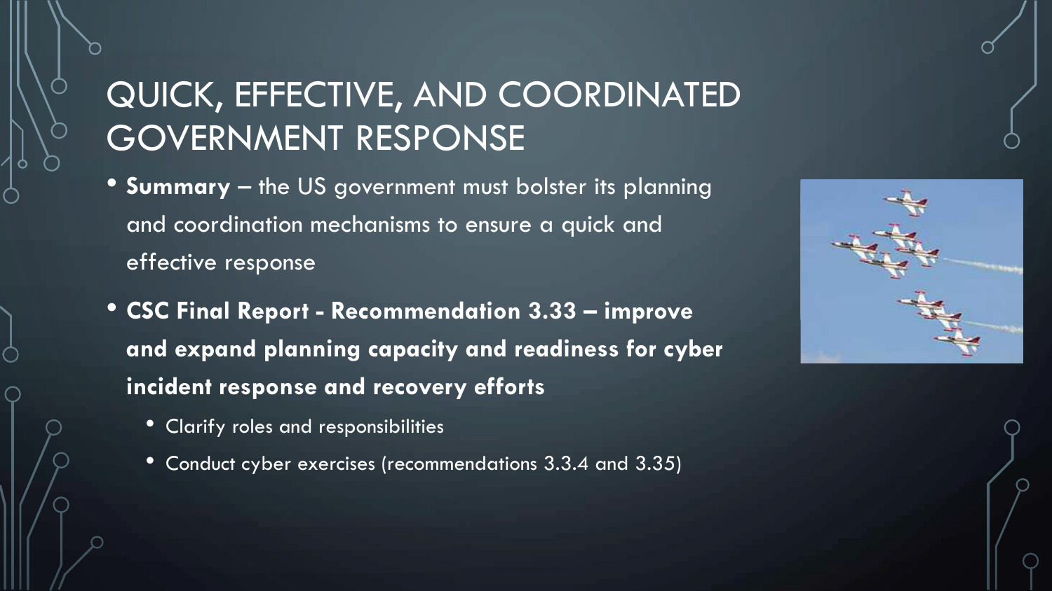# QUICK, EFFECTIVE, AND COORDINATED GOVERNMENT RESPONSE

- **Summary** – the US government must bolster its planning and coordination mechanisms to ensure a quick and effective response
- **CSC Final Report - Recommendation 3.33 – improve and expand planning capacity and readiness for cyber incident response and recovery efforts**
  - Clarify roles and responsibilities
  - Conduct cyber exercises (recommendations 3.3.4 and 3.35)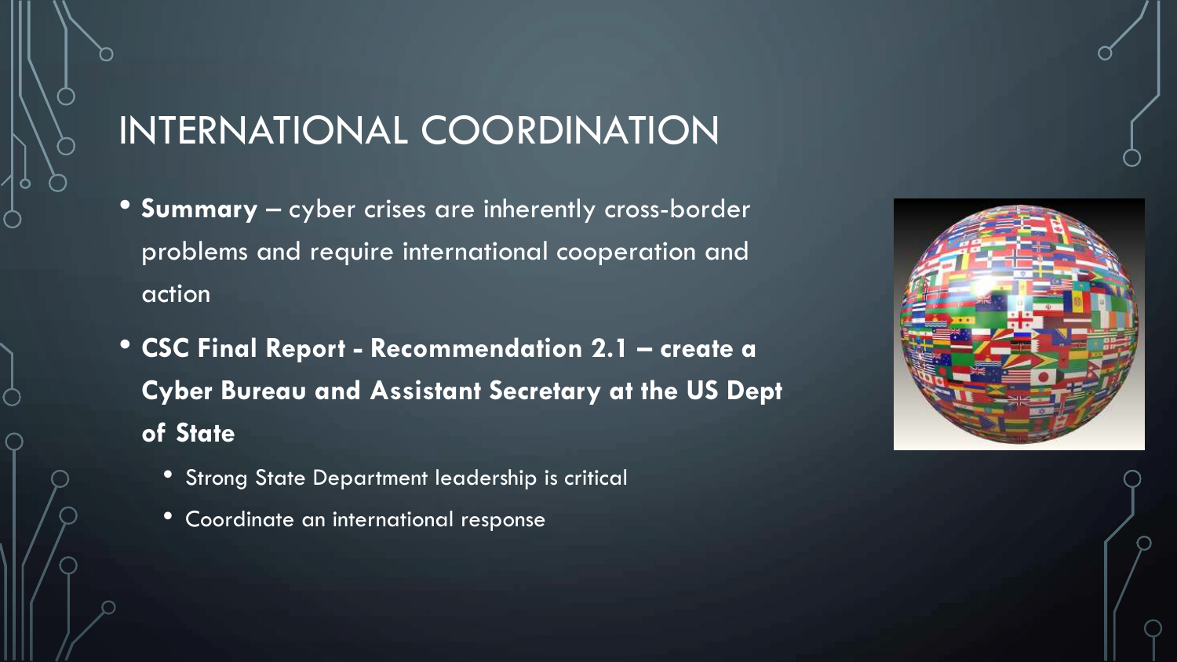# INTERNATIONAL COORDINATION

- **Summary** – cyber crises are inherently cross-border problems and require international cooperation and action
- **CSC Final Report - Recommendation 2.1 – create a Cyber Bureau and Assistant Secretary at the US Dept of State**
  - Strong State Department leadership is critical
  - Coordinate an international response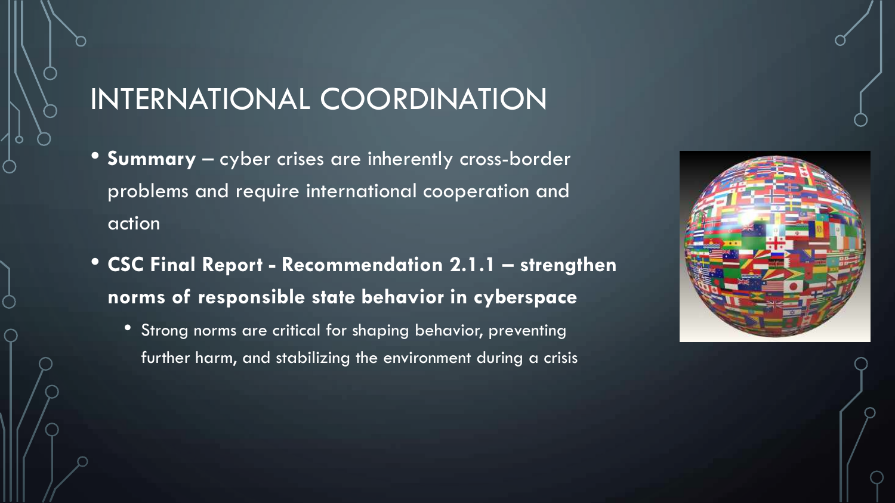# INTERNATIONAL COORDINATION

- **Summary** – cyber crises are inherently cross-border problems and require international cooperation and action
- **CSC Final Report - Recommendation 2.1.1 – strengthen norms of responsible state behavior in cyberspace**
  - Strong norms are critical for shaping behavior, preventing further harm, and stabilizing the environment during a crisis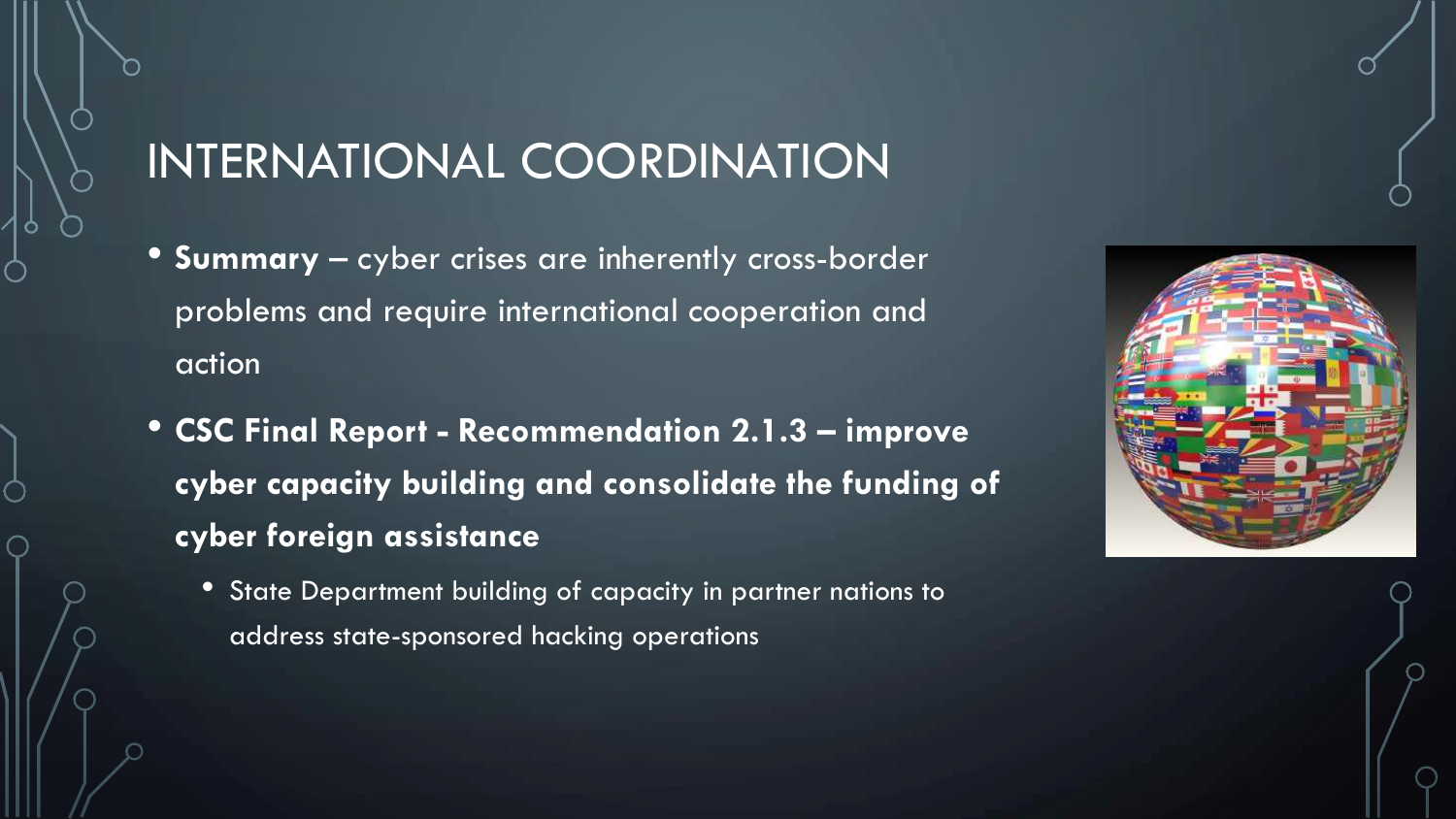# INTERNATIONAL COORDINATION

- **Summary** – cyber crises are inherently cross-border problems and require international cooperation and action
- **CSC Final Report - Recommendation 2.1.3 – improve cyber capacity building and consolidate the funding of cyber foreign assistance**
  - State Department building of capacity in partner nations to address state-sponsored hacking operations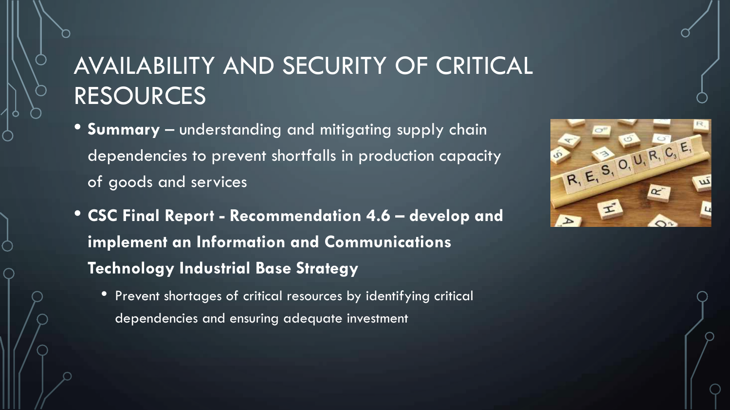# AVAILABILITY AND SECURITY OF CRITICAL RESOURCES

- **Summary** – understanding and mitigating supply chain dependencies to prevent shortfalls in production capacity of goods and services
- **CSC Final Report - Recommendation 4.6 – develop and implement an Information and Communications Technology Industrial Base Strategy**
  - Prevent shortages of critical resources by identifying critical dependencies and ensuring adequate investment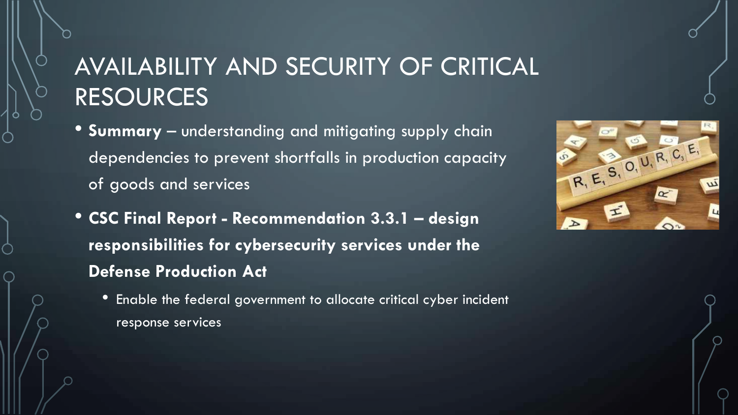# AVAILABILITY AND SECURITY OF CRITICAL RESOURCES

- **Summary** – understanding and mitigating supply chain dependencies to prevent shortfalls in production capacity of goods and services
- **CSC Final Report - Recommendation 3.3.1 – design responsibilities for cybersecurity services under the Defense Production Act**
  - Enable the federal government to allocate critical cyber incident response services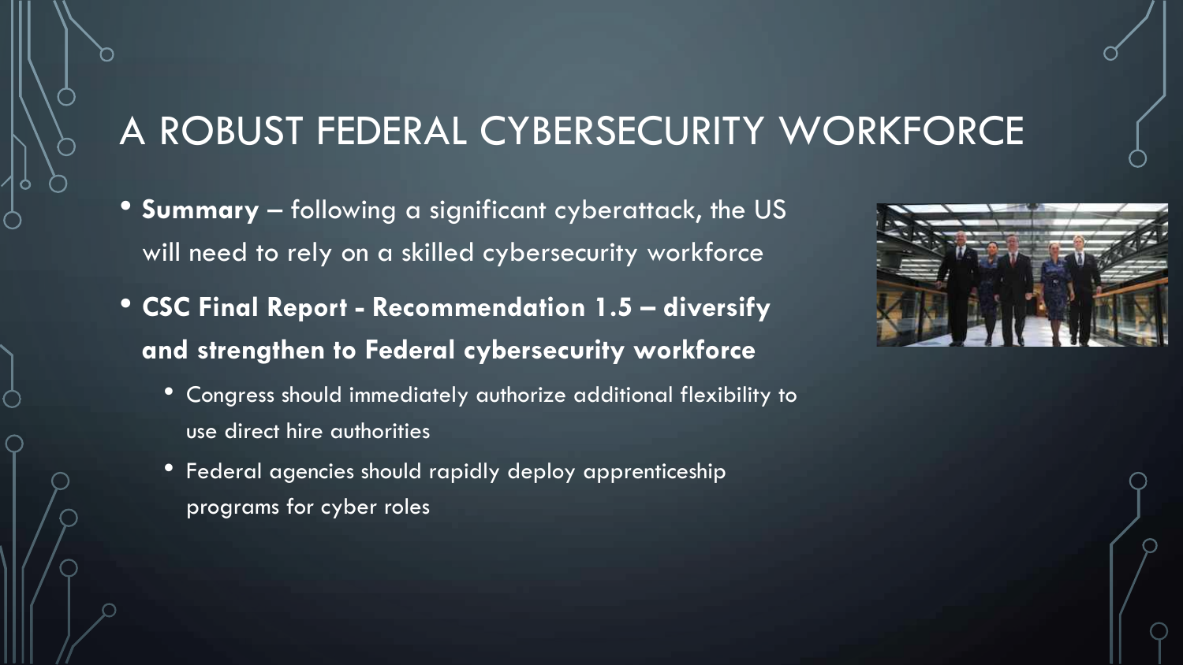# A ROBUST FEDERAL CYBERSECURITY WORKFORCE

- **Summary** – following a significant cyberattack, the US will need to rely on a skilled cybersecurity workforce
- **CSC Final Report - Recommendation 1.5 – diversify and strengthen to Federal cybersecurity workforce**
  - Congress should immediately authorize additional flexibility to use direct hire authorities
  - Federal agencies should rapidly deploy apprenticeship programs for cyber roles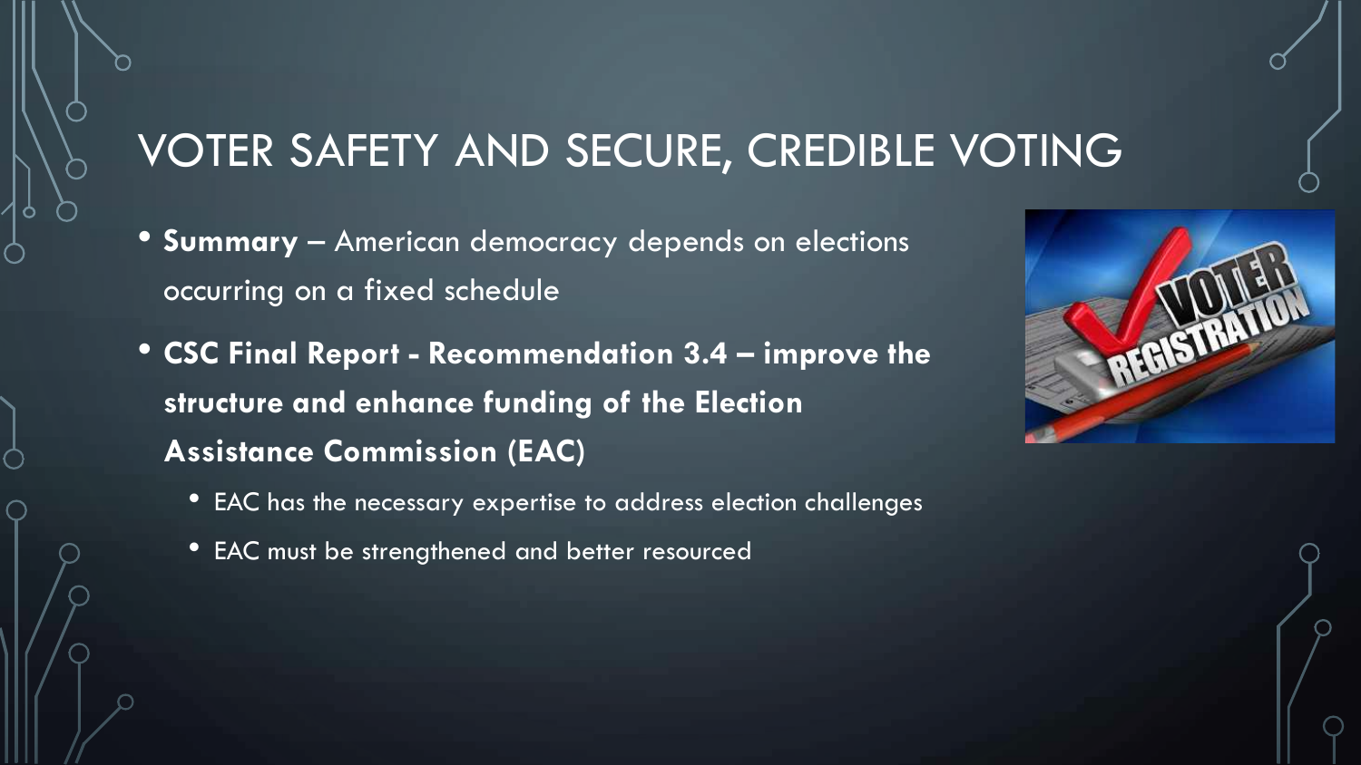# VOTER SAFETY AND SECURE, CREDIBLE VOTING

- **Summary** – American democracy depends on elections occurring on a fixed schedule
- **CSC Final Report - Recommendation 3.4 – improve the structure and enhance funding of the Election Assistance Commission (EAC)**
  - EAC has the necessary expertise to address election challenges
  - EAC must be strengthened and better resourced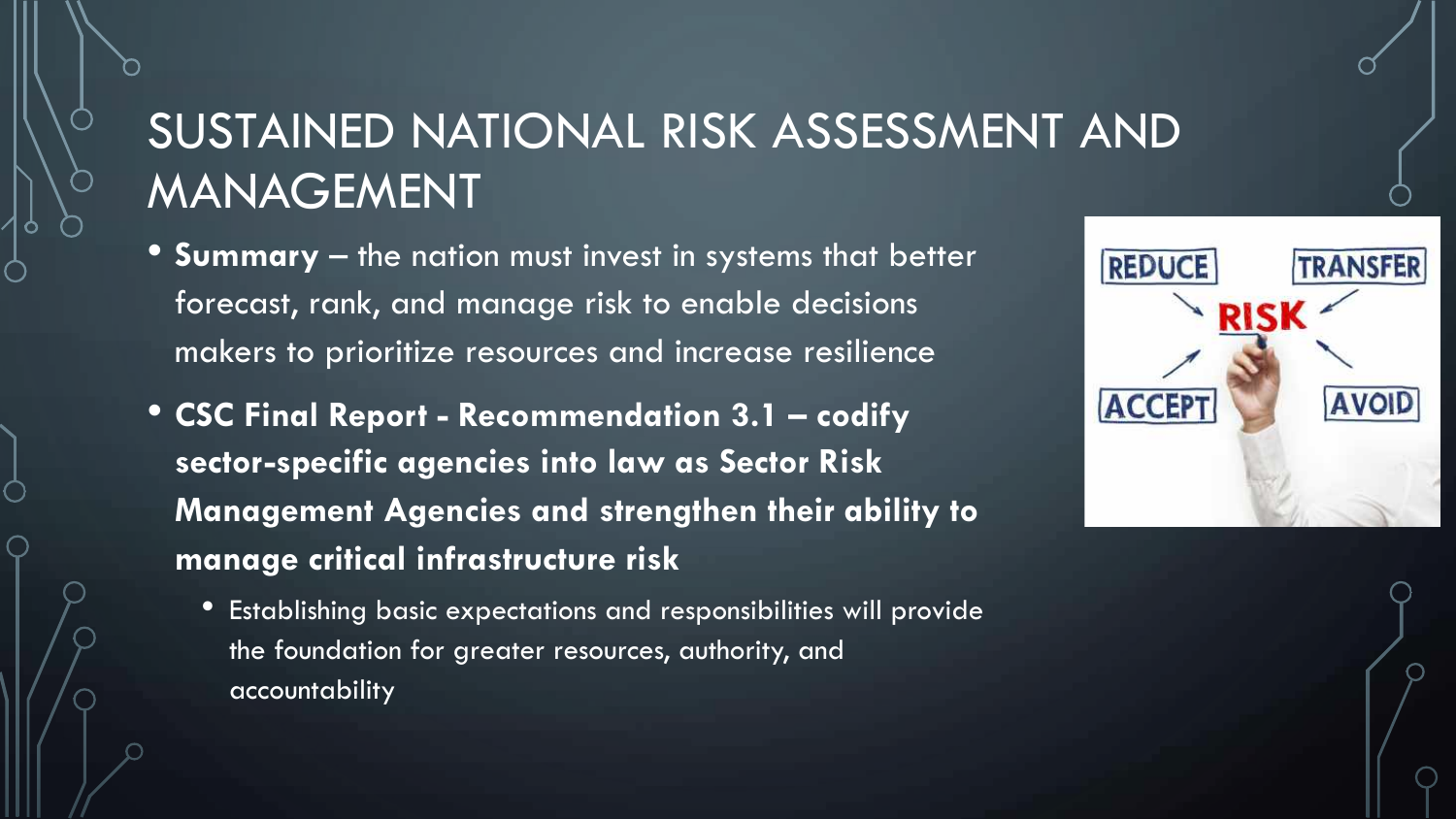# SUSTAINED NATIONAL RISK ASSESSMENT AND MANAGEMENT

- **Summary** – the nation must invest in systems that better forecast, rank, and manage risk to enable decisions makers to prioritize resources and increase resilience
- **CSC Final Report - Recommendation 3.1 – codify sector-specific agencies into law as Sector Risk Management Agencies and strengthen their ability to manage critical infrastructure risk**
  - Establishing basic expectations and responsibilities will provide the foundation for greater resources, authority, and accountability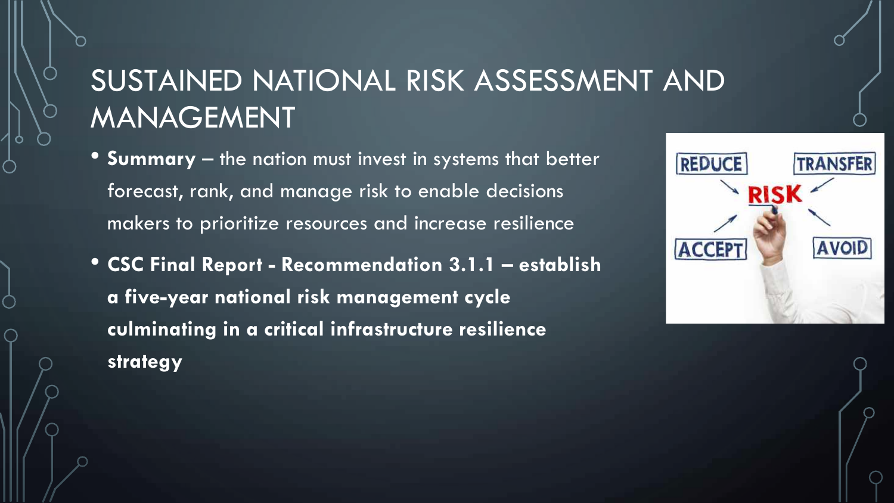# SUSTAINED NATIONAL RISK ASSESSMENT AND MANAGEMENT

- **Summary** – the nation must invest in systems that better forecast, rank, and manage risk to enable decisions makers to prioritize resources and increase resilience
- **CSC Final Report - Recommendation 3.1.1 – establish a five-year national risk management cycle culminating in a critical infrastructure resilience strategy**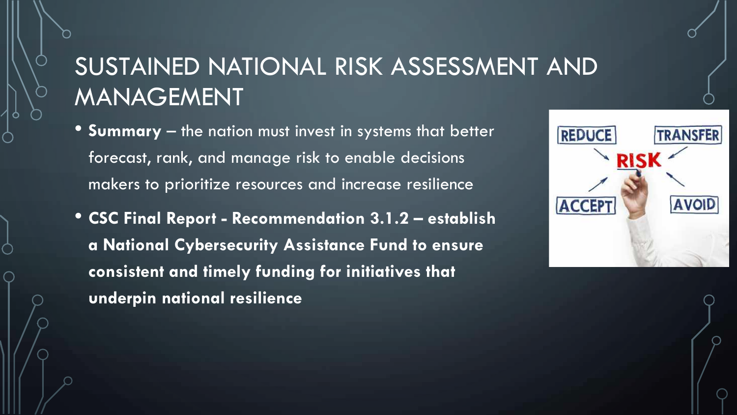# SUSTAINED NATIONAL RISK ASSESSMENT AND MANAGEMENT

- **Summary** – the nation must invest in systems that better forecast, rank, and manage risk to enable decisions makers to prioritize resources and increase resilience
- **CSC Final Report - Recommendation 3.1.2 – establish a National Cybersecurity Assistance Fund to ensure consistent and timely funding for initiatives that underpin national resilience**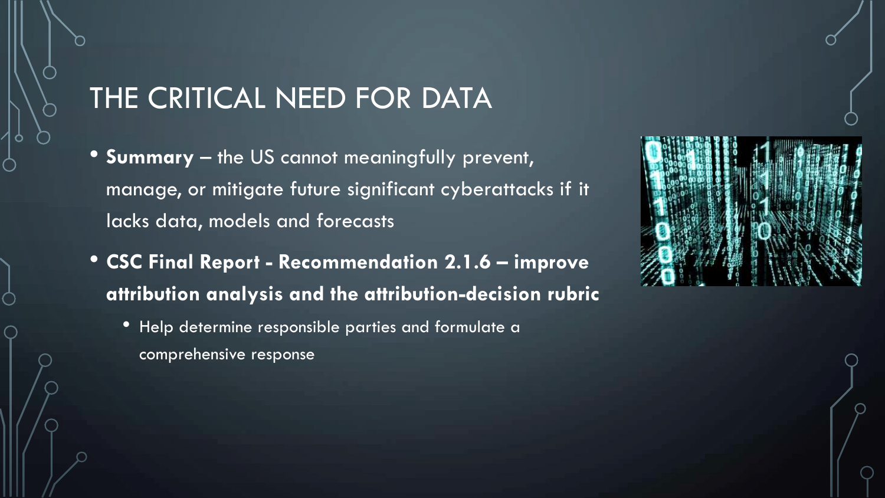# THE CRITICAL NEED FOR DATA

- **Summary** – the US cannot meaningfully prevent, manage, or mitigate future significant cyberattacks if it lacks data, models and forecasts
- **CSC Final Report - Recommendation 2.1.6 – improve attribution analysis and the attribution-decision rubric**
  - Help determine responsible parties and formulate a comprehensive response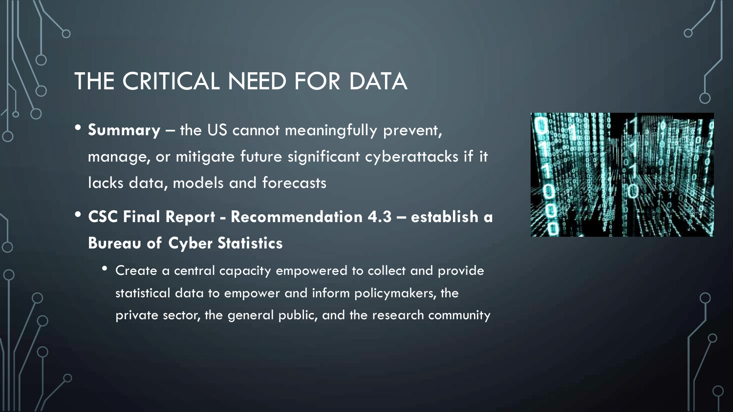# THE CRITICAL NEED FOR DATA

- **Summary** – the US cannot meaningfully prevent, manage, or mitigate future significant cyberattacks if it lacks data, models and forecasts
- **CSC Final Report - Recommendation 4.3 – establish a Bureau of Cyber Statistics**
  - Create a central capacity empowered to collect and provide statistical data to empower and inform policymakers, the private sector, the general public, and the research community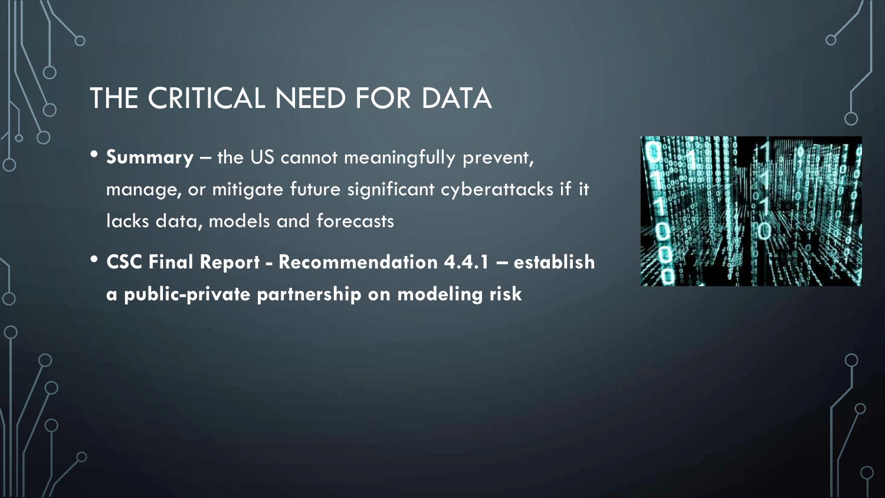# THE CRITICAL NEED FOR DATA

- **Summary** – the US cannot meaningfully prevent, manage, or mitigate future significant cyberattacks if it lacks data, models and forecasts
- **CSC Final Report - Recommendation 4.4.1 – establish a public-private partnership on modeling risk**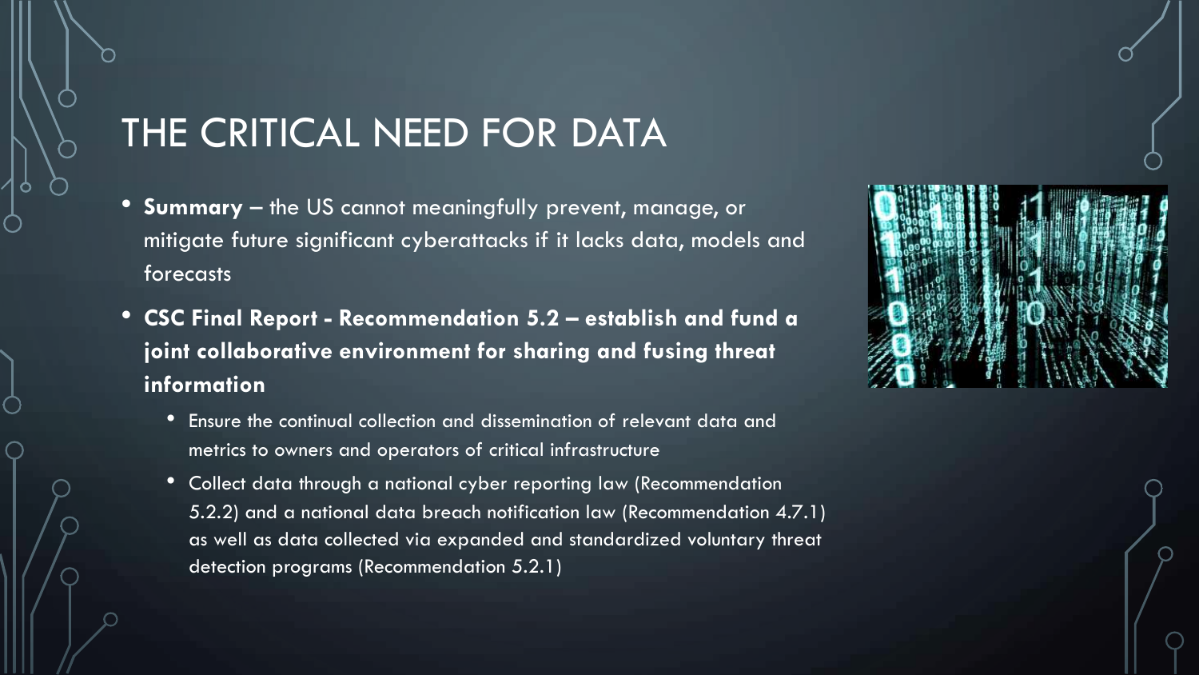# THE CRITICAL NEED FOR DATA

- **Summary** – the US cannot meaningfully prevent, manage, or mitigate future significant cyberattacks if it lacks data, models and forecasts
- **CSC Final Report - Recommendation 5.2 – establish and fund a joint collaborative environment for sharing and fusing threat information**
  - Ensure the continual collection and dissemination of relevant data and metrics to owners and operators of critical infrastructure
  - Collect data through a national cyber reporting law (Recommendation 5.2.2) and a national data breach notification law (Recommendation 4.7.1) as well as data collected via expanded and standardized voluntary threat detection programs (Recommendation 5.2.1)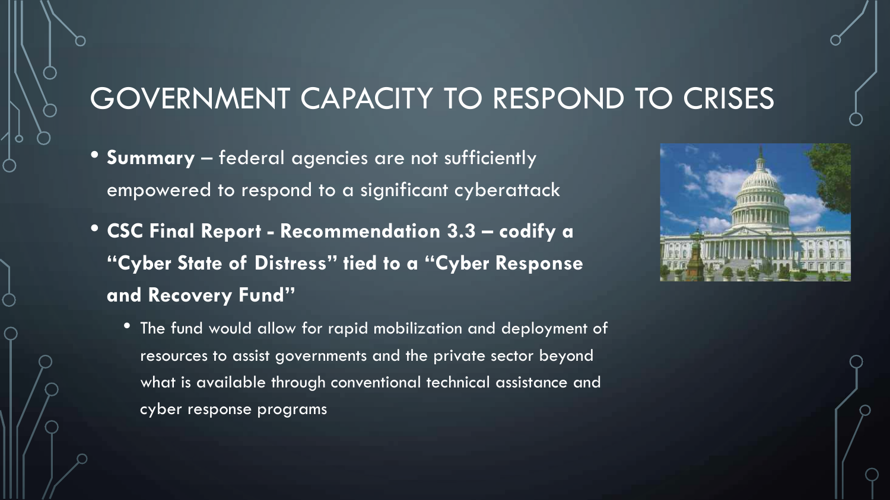# GOVERNMENT CAPACITY TO RESPOND TO CRISES

- **Summary** – federal agencies are not sufficiently empowered to respond to a significant cyberattack
- **CSC Final Report - Recommendation 3.3 – codify a "Cyber State of Distress" tied to a "Cyber Response and Recovery Fund"**
  - The fund would allow for rapid mobilization and deployment of resources to assist governments and the private sector beyond what is available through conventional technical assistance and cyber response programs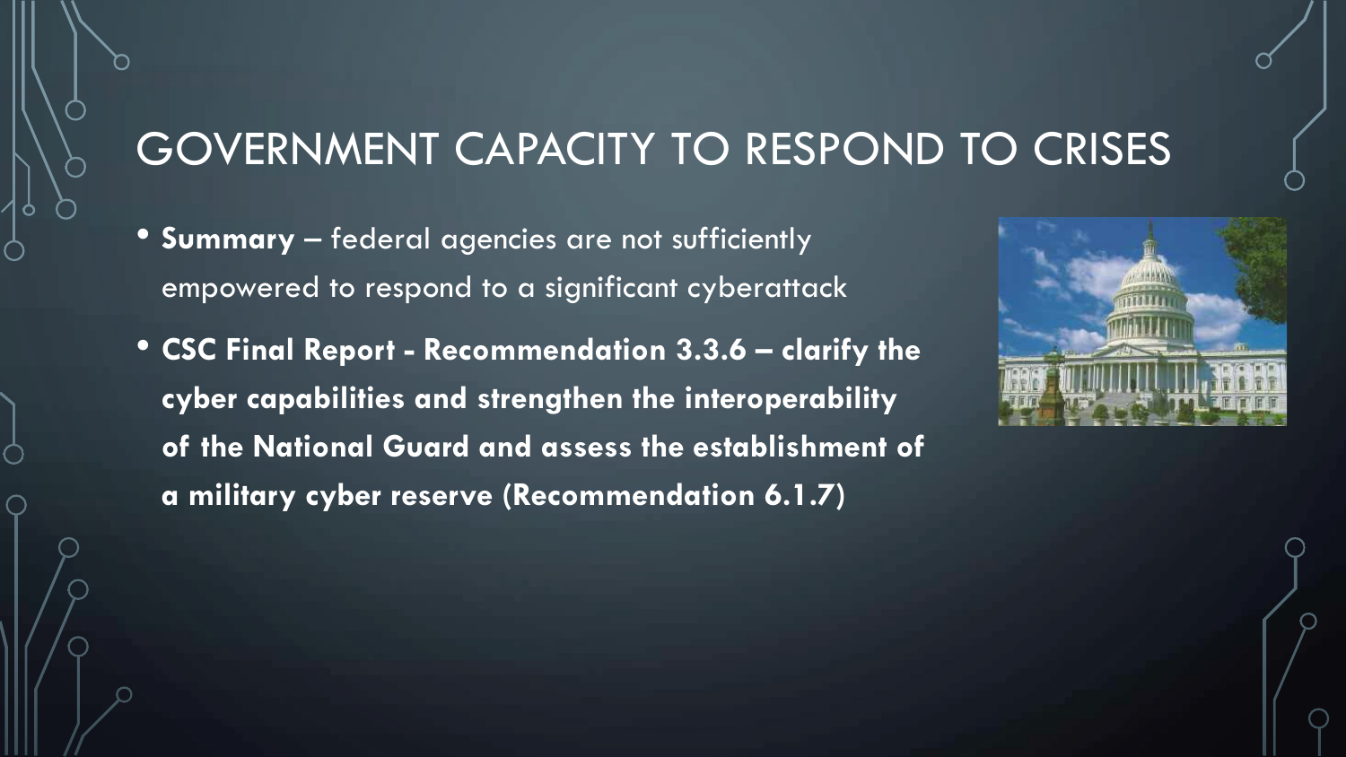# GOVERNMENT CAPACITY TO RESPOND TO CRISES

- **Summary** – federal agencies are not sufficiently empowered to respond to a significant cyberattack
- **CSC Final Report - Recommendation 3.3.6 – clarify the cyber capabilities and strengthen the interoperability of the National Guard and assess the establishment of a military cyber reserve (Recommendation 6.1.7)**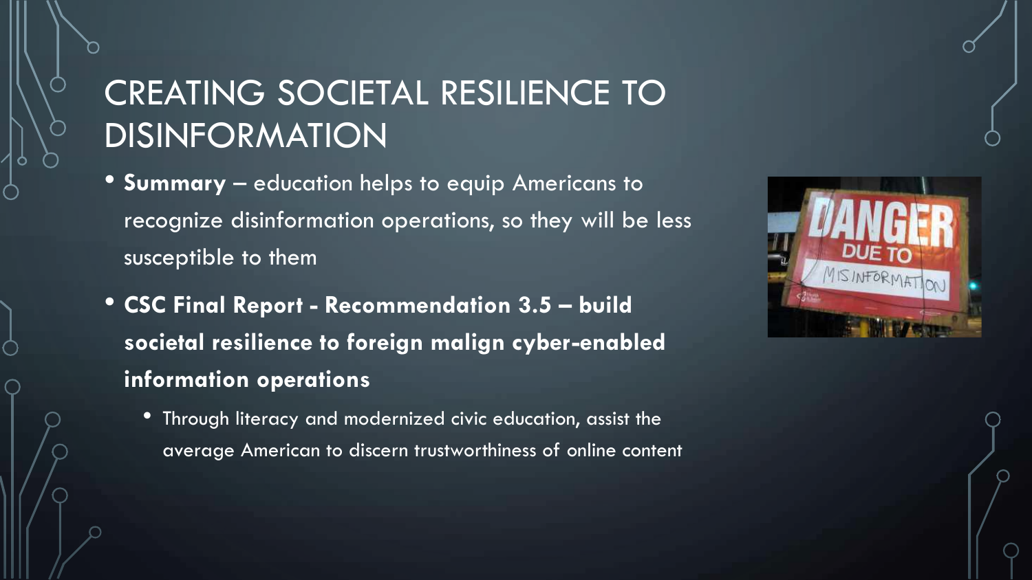# CREATING SOCIETAL RESILIENCE TO DISINFORMATION

- **Summary** – education helps to equip Americans to recognize disinformation operations, so they will be less susceptible to them
- **CSC Final Report - Recommendation 3.5 – build societal resilience to foreign malign cyber-enabled information operations**
  - Through literacy and modernized civic education, assist the average American to discern trustworthiness of online content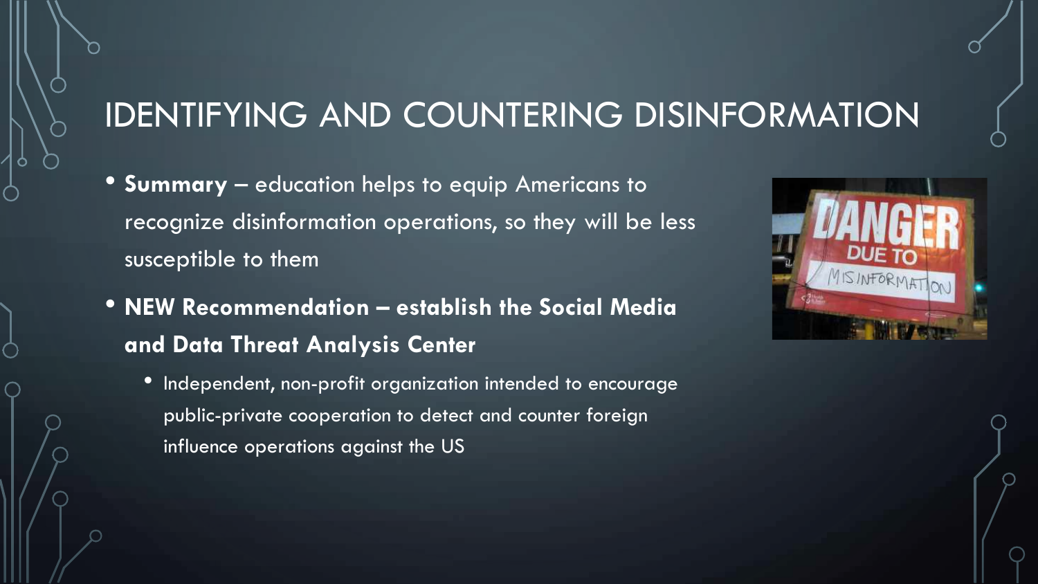# IDENTIFYING AND COUNTERING DISINFORMATION

- **Summary** – education helps to equip Americans to recognize disinformation operations, so they will be less susceptible to them
- **NEW Recommendation – establish the Social Media and Data Threat Analysis Center**
  - Independent, non-profit organization intended to encourage public-private cooperation to detect and counter foreign influence operations against the US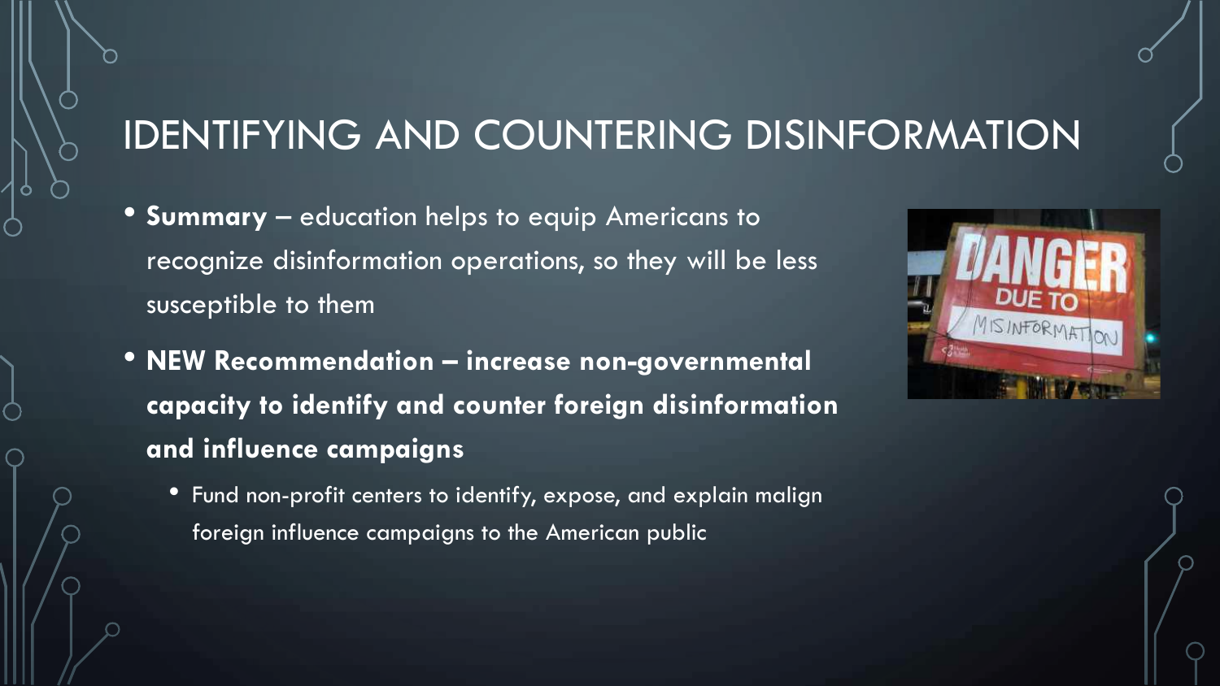# IDENTIFYING AND COUNTERING DISINFORMATION

- **Summary** – education helps to equip Americans to recognize disinformation operations, so they will be less susceptible to them
- **NEW Recommendation – increase non-governmental capacity to identify and counter foreign disinformation and influence campaigns**
  - Fund non-profit centers to identify, expose, and explain malign foreign influence campaigns to the American public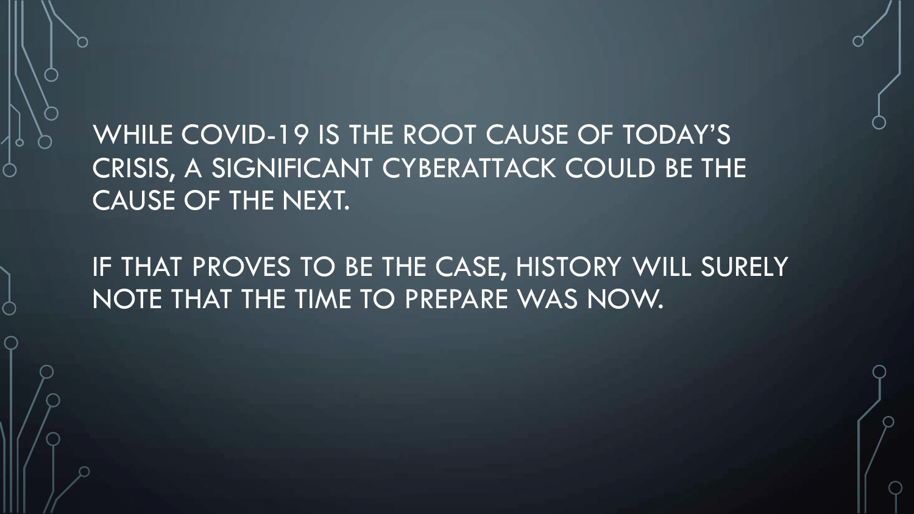WHILE COVID-19 IS THE ROOT CAUSE OF TODAY'S CRISIS, A SIGNIFICANT CYBERATTACK COULD BE THE CAUSE OF THE NEXT.

IF THAT PROVES TO BE THE CASE, HISTORY WILL SURELY NOTE THAT THE TIME TO PREPARE WAS NOW.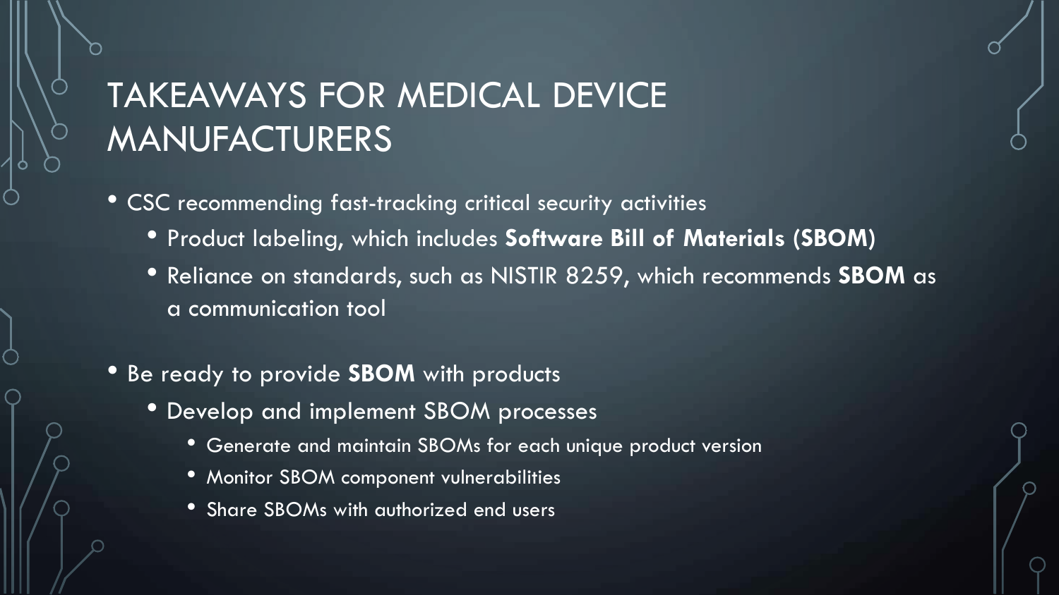# TAKEAWAYS FOR MEDICAL DEVICE MANUFACTURERS

- CSC recommending fast-tracking critical security activities
  - Product labeling, which includes **Software Bill of Materials (SBOM)**
  - Reliance on standards, such as NISTIR 8259, which recommends **SBOM** as a communication tool
- Be ready to provide **SBOM** with products
  - Develop and implement SBOM processes
    - Generate and maintain SBOMs for each unique product version
    - Monitor SBOM component vulnerabilities
    - Share SBOMs with authorized end users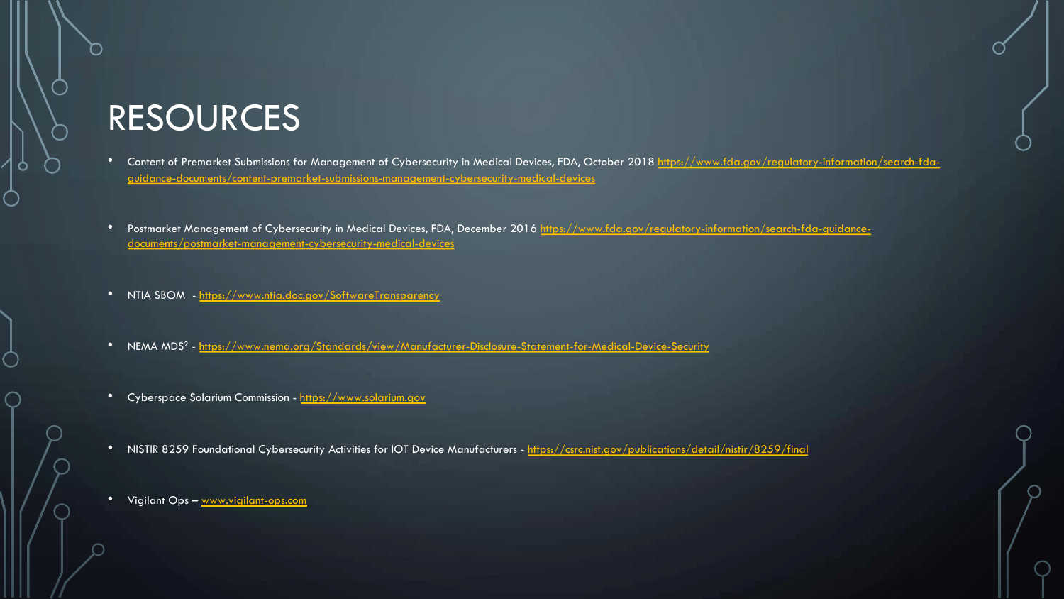# RESOURCES

- Content of Premarket Submissions for Management of Cybersecurity in Medical Devices, FDA, October 2018 https://www.fda.gov/regulatory-information/search-fda-guidance-documents/content-premarket-submissions-management-cybersecurity-medical-devices
- Postmarket Management of Cybersecurity in Medical Devices, FDA, December 2016 https://www.fda.gov/regulatory-information/search-fda-guidance-documents/postmarket-management-cybersecurity-medical-devices
- NTIA SBOM - https://www.ntia.doc.gov/SoftwareTransparency
- NEMA MDS² - https://www.nema.org/Standards/view/Manufacturer-Disclosure-Statement-for-Medical-Device-Security
- Cyberspace Solarium Commission - https://www.solarium.gov
- NISTIR 8259 Foundational Cybersecurity Activities for IOT Device Manufacturers - https://csrc.nist.gov/publications/detail/nistir/8259/final
- Vigilant Ops – www.vigilant-ops.com